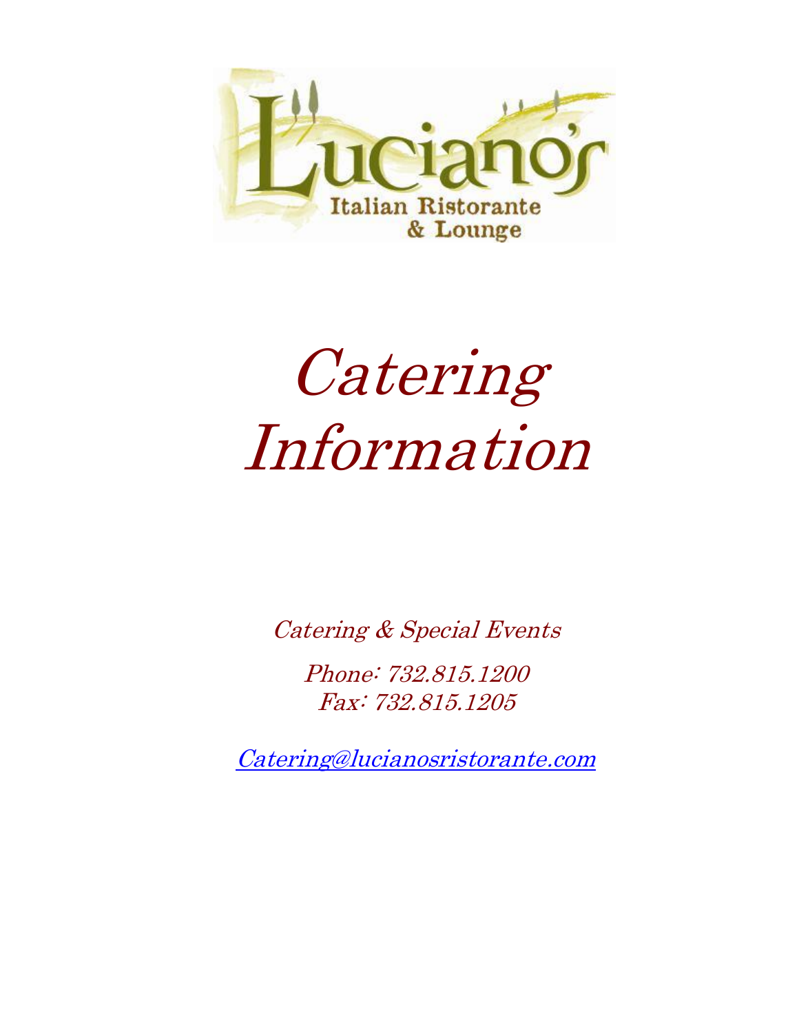Luciano's

Italian Ristorante & Lounge

# *Catering Information*

*Catering & Special Events*

*Phone: 732.815.1200*
*Fax: 732.815.1205*

*Catering@lucianosristorante.com*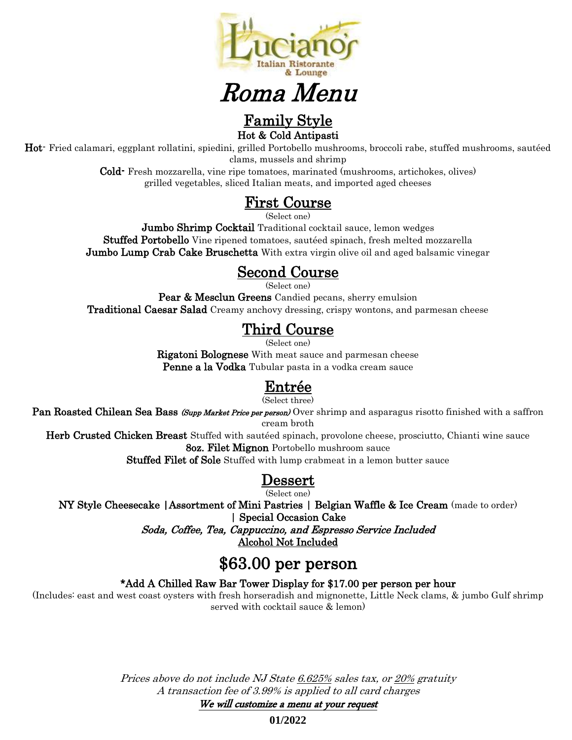# Roma Menu

## Family Style

**Hot & Cold Antipasti**

**Hot-** Fried calamari, eggplant rollatini, spiedini, grilled Portobello mushrooms, broccoli rabe, stuffed mushrooms, sautéed clams, mussels and shrimp

**Cold-** Fresh mozzarella, vine ripe tomatoes, marinated (mushrooms, artichokes, olives) grilled vegetables, sliced Italian meats, and imported aged cheeses

## First Course

(Select one)

**Jumbo Shrimp Cocktail** Traditional cocktail sauce, lemon wedges

**Stuffed Portobello** Vine ripened tomatoes, sautéed spinach, fresh melted mozzarella

**Jumbo Lump Crab Cake Bruschetta** With extra virgin olive oil and aged balsamic vinegar

## Second Course

(Select one)

**Pear & Mesclun Greens** Candied pecans, sherry emulsion

**Traditional Caesar Salad** Creamy anchovy dressing, crispy wontons, and parmesan cheese

## Third Course

(Select one)

**Rigatoni Bolognese** With meat sauce and parmesan cheese

**Penne a la Vodka** Tubular pasta in a vodka cream sauce

## Entrée

(Select three)

**Pan Roasted Chilean Sea Bass** *(Supp Market Price per person)* Over shrimp and asparagus risotto finished with a saffron cream broth

**Herb Crusted Chicken Breast** Stuffed with sautéed spinach, provolone cheese, prosciutto, Chianti wine sauce

**8oz. Filet Mignon** Portobello mushroom sauce

**Stuffed Filet of Sole** Stuffed with lump crabmeat in a lemon butter sauce

## Dessert

(Select one)

**NY Style Cheesecake** | **Assortment of Mini Pastries** | **Belgian Waffle & Ice Cream** (made to order) | **Special Occasion Cake**

***Soda, Coffee, Tea, Cappuccino, and Espresso Service Included***

**Alcohol Not Included**

## $63.00 per person

**\*Add A Chilled Raw Bar Tower Display for $17.00 per person per hour**

(Includes: east and west coast oysters with fresh horseradish and mignonette, Little Neck clams, & jumbo Gulf shrimp served with cocktail sauce & lemon)

*Prices above do not include NJ State 6.625% sales tax, or 20% gratuity*

*A transaction fee of 3.99% is applied to all card charges*

***We will customize a menu at your request***

**01/2022**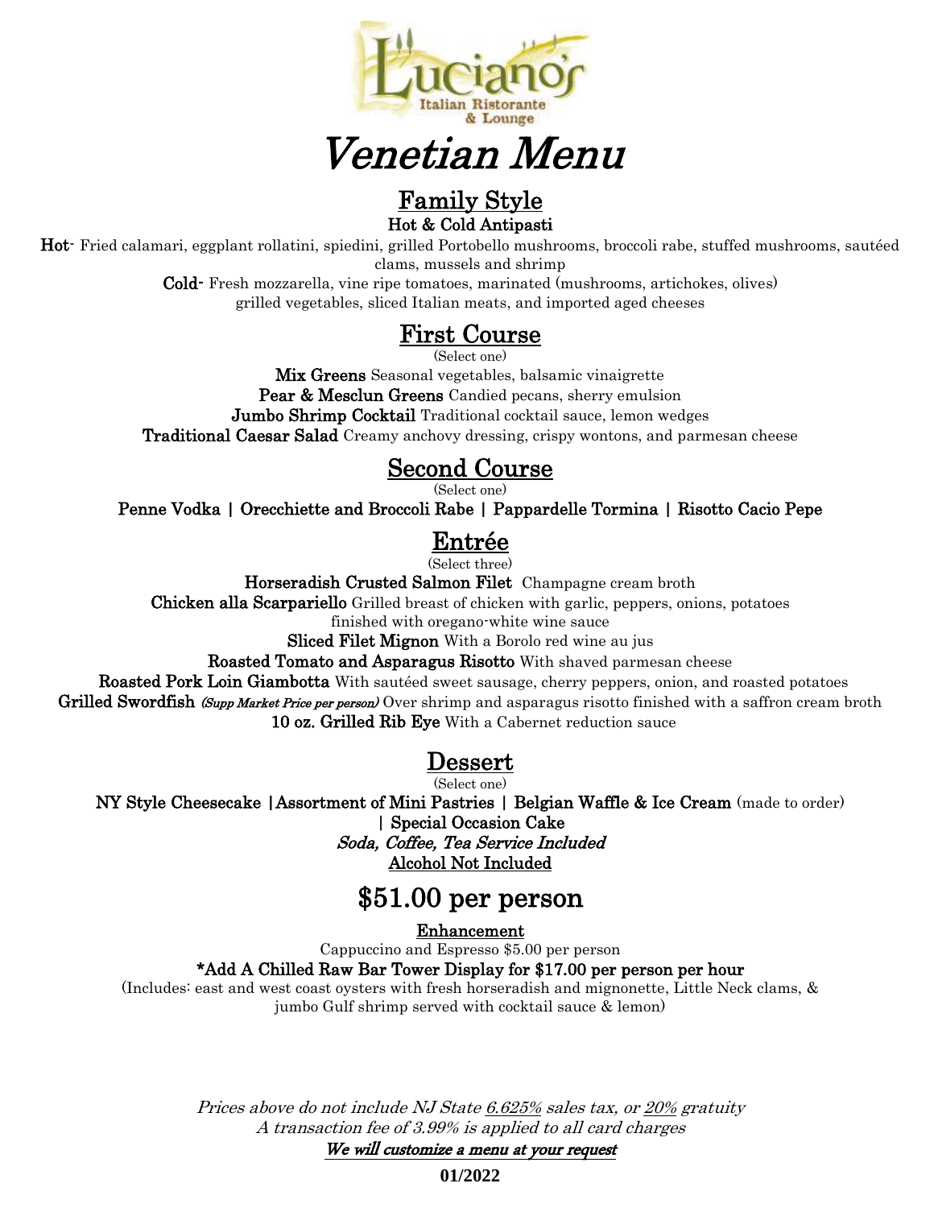Luciano's Italian Ristorante & Lounge

# Venetian Menu

## Family Style

**Hot & Cold Antipasti**

**Hot**- Fried calamari, eggplant rollatini, spiedini, grilled Portobello mushrooms, broccoli rabe, stuffed mushrooms, sautéed clams, mussels and shrimp

**Cold**- Fresh mozzarella, vine ripe tomatoes, marinated (mushrooms, artichokes, olives) grilled vegetables, sliced Italian meats, and imported aged cheeses

## First Course

(Select one)

**Mix Greens** Seasonal vegetables, balsamic vinaigrette

**Pear & Mesclun Greens** Candied pecans, sherry emulsion

**Jumbo Shrimp Cocktail** Traditional cocktail sauce, lemon wedges

**Traditional Caesar Salad** Creamy anchovy dressing, crispy wontons, and parmesan cheese

## Second Course

(Select one)

**Penne Vodka | Orecchiette and Broccoli Rabe | Pappardelle Tormina | Risotto Cacio Pepe**

## Entrée

(Select three)

**Horseradish Crusted Salmon Filet** Champagne cream broth

**Chicken alla Scarpariello** Grilled breast of chicken with garlic, peppers, onions, potatoes finished with oregano-white wine sauce

**Sliced Filet Mignon** With a Borolo red wine au jus

**Roasted Tomato and Asparagus Risotto** With shaved parmesan cheese

**Roasted Pork Loin Giambotta** With sautéed sweet sausage, cherry peppers, onion, and roasted potatoes

**Grilled Swordfish** *(Supp Market Price per person)* Over shrimp and asparagus risotto finished with a saffron cream broth

**10 oz. Grilled Rib Eye** With a Cabernet reduction sauce

## Dessert

(Select one)

**NY Style Cheesecake | Assortment of Mini Pastries | Belgian Waffle & Ice Cream** (made to order) **| Special Occasion Cake**

*Soda, Coffee, Tea Service Included*

**Alcohol Not Included**

## $51.00 per person

**Enhancement**

Cappuccino and Espresso $5.00 per person

**\*Add A Chilled Raw Bar Tower Display for $17.00 per person per hour**

(Includes: east and west coast oysters with fresh horseradish and mignonette, Little Neck clams, & jumbo Gulf shrimp served with cocktail sauce & lemon)

*Prices above do not include NJ State 6.625% sales tax, or 20% gratuity*

*A transaction fee of 3.99% is applied to all card charges*

***We will customize a menu at your request***

**01/2022**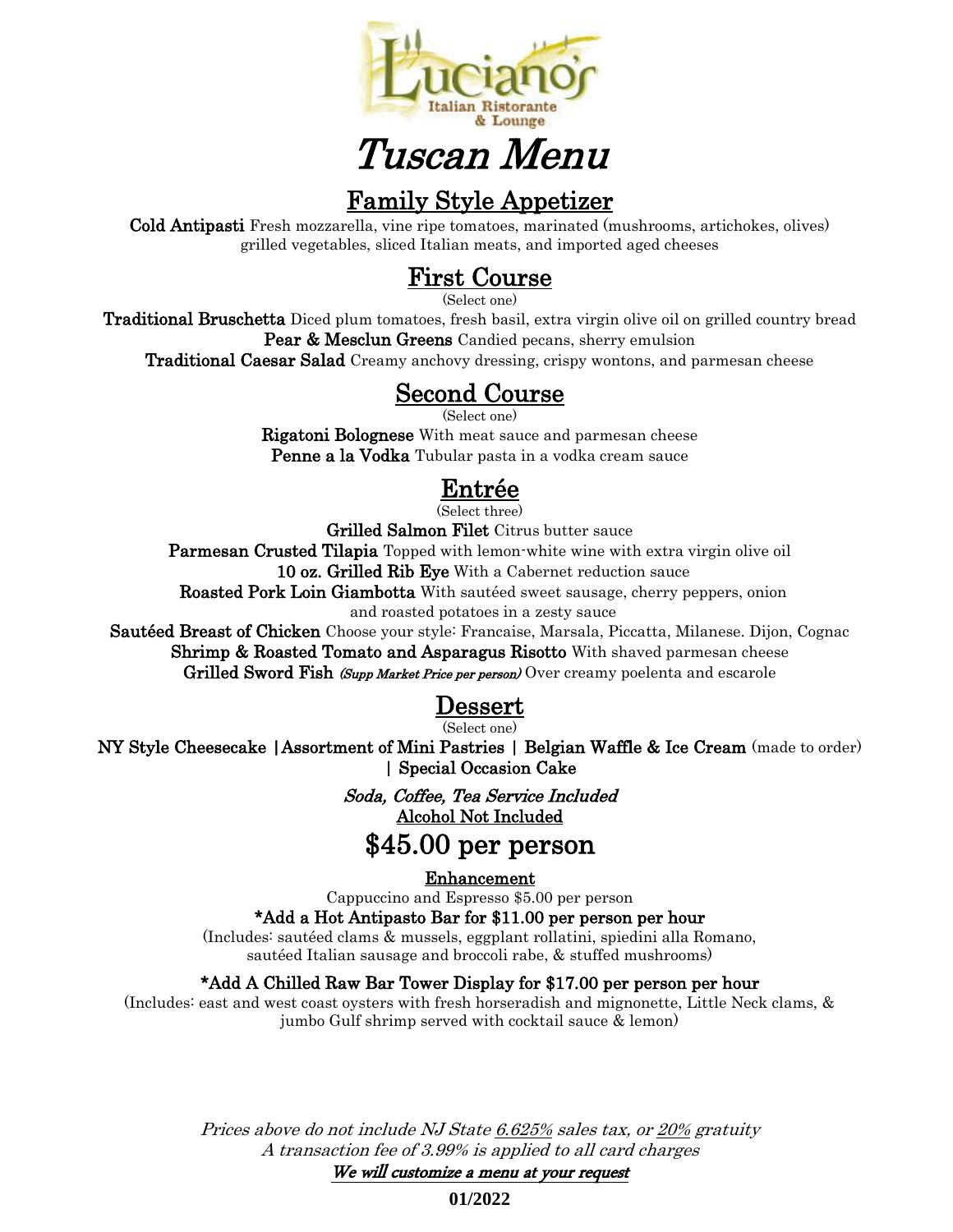Luciano's Italian Ristorante & Lounge

# Tuscan Menu

## Family Style Appetizer

**Cold Antipasti** Fresh mozzarella, vine ripe tomatoes, marinated (mushrooms, artichokes, olives) grilled vegetables, sliced Italian meats, and imported aged cheeses

## First Course

(Select one)

**Traditional Bruschetta** Diced plum tomatoes, fresh basil, extra virgin olive oil on grilled country bread

**Pear & Mesclun Greens** Candied pecans, sherry emulsion

**Traditional Caesar Salad** Creamy anchovy dressing, crispy wontons, and parmesan cheese

## Second Course

(Select one)

**Rigatoni Bolognese** With meat sauce and parmesan cheese

**Penne a la Vodka** Tubular pasta in a vodka cream sauce

## Entrée

(Select three)

**Grilled Salmon Filet** Citrus butter sauce

**Parmesan Crusted Tilapia** Topped with lemon-white wine with extra virgin olive oil

**10 oz. Grilled Rib Eye** With a Cabernet reduction sauce

**Roasted Pork Loin Giambotta** With sautéed sweet sausage, cherry peppers, onion and roasted potatoes in a zesty sauce

**Sautéed Breast of Chicken** Choose your style: Francaise, Marsala, Piccatta, Milanese. Dijon, Cognac

**Shrimp & Roasted Tomato and Asparagus Risotto** With shaved parmesan cheese

**Grilled Sword Fish** *(Supp Market Price per person)* Over creamy poelenta and escarole

## Dessert

(Select one)

**NY Style Cheesecake** | **Assortment of Mini Pastries** | **Belgian Waffle & Ice Cream** (made to order) | **Special Occasion Cake**

*Soda, Coffee, Tea Service Included*

Alcohol Not Included

## $45.00 per person

**Enhancement**

Cappuccino and Espresso $5.00 per person

**\*Add a Hot Antipasto Bar for $11.00 per person per hour**

(Includes: sautéed clams & mussels, eggplant rollatini, spiedini alla Romano, sautéed Italian sausage and broccoli rabe, & stuffed mushrooms)

**\*Add A Chilled Raw Bar Tower Display for $17.00 per person per hour**

(Includes: east and west coast oysters with fresh horseradish and mignonette, Little Neck clams, & jumbo Gulf shrimp served with cocktail sauce & lemon)

*Prices above do not include NJ State 6.625% sales tax, or 20% gratuity*

*A transaction fee of 3.99% is applied to all card charges*

***We will customize a menu at your request***

**01/2022**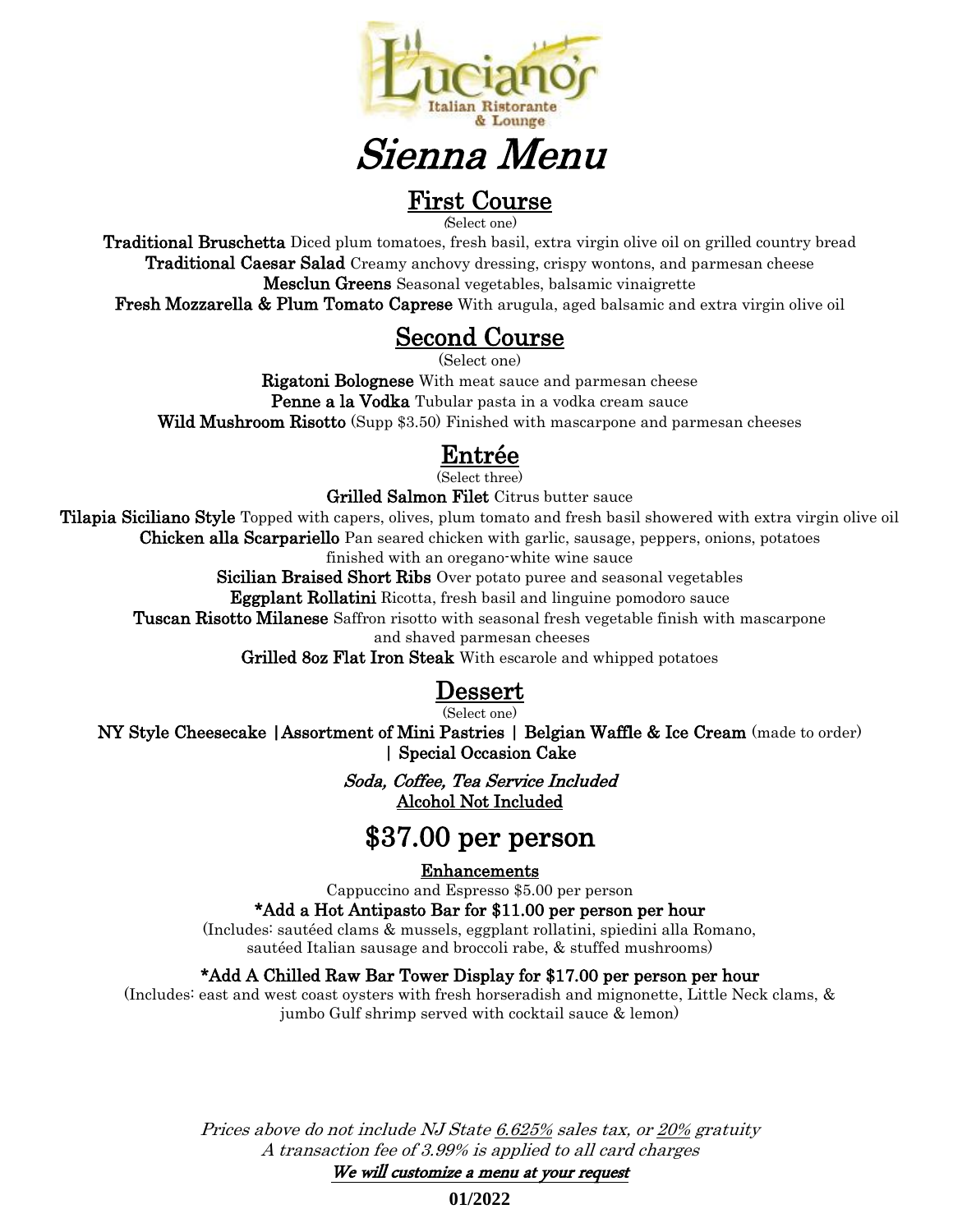# Luciano's Italian Ristorante & Lounge

# *Sienna Menu*

## First Course

(Select one)

**Traditional Bruschetta** Diced plum tomatoes, fresh basil, extra virgin olive oil on grilled country bread
**Traditional Caesar Salad** Creamy anchovy dressing, crispy wontons, and parmesan cheese
**Mesclun Greens** Seasonal vegetables, balsamic vinaigrette
**Fresh Mozzarella & Plum Tomato Caprese** With arugula, aged balsamic and extra virgin olive oil

## Second Course

(Select one)

**Rigatoni Bolognese** With meat sauce and parmesan cheese
**Penne a la Vodka** Tubular pasta in a vodka cream sauce
**Wild Mushroom Risotto** (Supp $3.50) Finished with mascarpone and parmesan cheeses

## Entrée

(Select three)

**Grilled Salmon Filet** Citrus butter sauce
**Tilapia Siciliano Style** Topped with capers, olives, plum tomato and fresh basil showered with extra virgin olive oil
**Chicken alla Scarpariello** Pan seared chicken with garlic, sausage, peppers, onions, potatoes finished with an oregano-white wine sauce
**Sicilian Braised Short Ribs** Over potato puree and seasonal vegetables
**Eggplant Rollatini** Ricotta, fresh basil and linguine pomodoro sauce
**Tuscan Risotto Milanese** Saffron risotto with seasonal fresh vegetable finish with mascarpone and shaved parmesan cheeses
**Grilled 8oz Flat Iron Steak** With escarole and whipped potatoes

## Dessert

(Select one)

**NY Style Cheesecake | Assortment of Mini Pastries | Belgian Waffle & Ice Cream** (made to order) **| Special Occasion Cake**

***Soda, Coffee, Tea Service Included***
Alcohol Not Included

## $37.00 per person

**Enhancements**

Cappuccino and Espresso $5.00 per person

**\*Add a Hot Antipasto Bar for $11.00 per person per hour**
(Includes: sautéed clams & mussels, eggplant rollatini, spiedini alla Romano, sautéed Italian sausage and broccoli rabe, & stuffed mushrooms)

**\*Add A Chilled Raw Bar Tower Display for $17.00 per person per hour**
(Includes: east and west coast oysters with fresh horseradish and mignonette, Little Neck clams, & jumbo Gulf shrimp served with cocktail sauce & lemon)

*Prices above do not include NJ State 6.625% sales tax, or 20% gratuity*
*A transaction fee of 3.99% is applied to all card charges*
***We will customize a menu at your request***

**01/2022**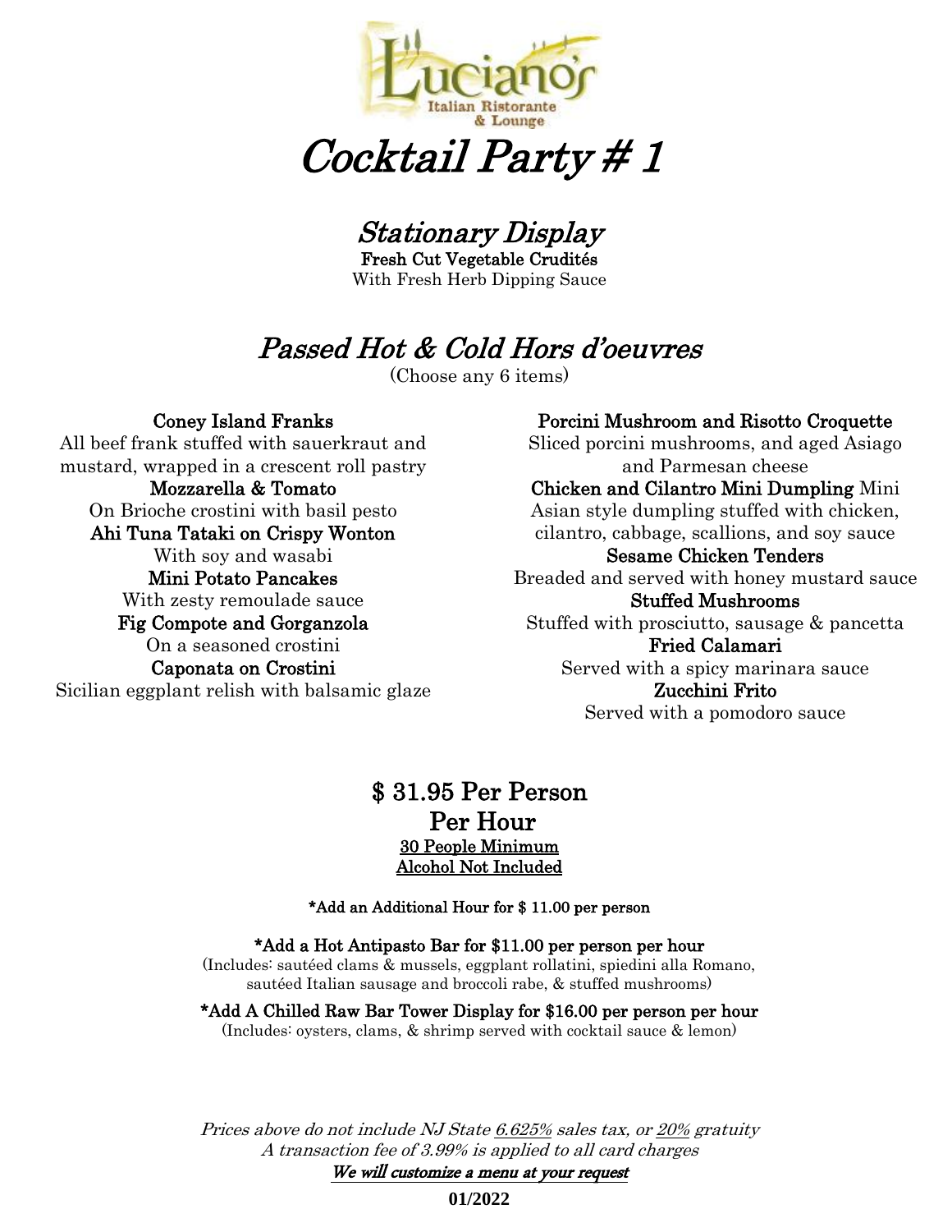# Cocktail Party # 1

## Stationary Display

**Fresh Cut Vegetable Crudités**
With Fresh Herb Dipping Sauce

## Passed Hot & Cold Hors d'oeuvres

(Choose any 6 items)

**Coney Island Franks**
All beef frank stuffed with sauerkraut and mustard, wrapped in a crescent roll pastry

**Mozzarella & Tomato**
On Brioche crostini with basil pesto

**Ahi Tuna Tataki on Crispy Wonton**
With soy and wasabi

**Mini Potato Pancakes**
With zesty remoulade sauce

**Fig Compote and Gorganzola**
On a seasoned crostini

**Caponata on Crostini**
Sicilian eggplant relish with balsamic glaze

**Porcini Mushroom and Risotto Croquette**
Sliced porcini mushrooms, and aged Asiago and Parmesan cheese

**Chicken and Cilantro Mini Dumpling** Mini Asian style dumpling stuffed with chicken, cilantro, cabbage, scallions, and soy sauce

**Sesame Chicken Tenders**
Breaded and served with honey mustard sauce

**Stuffed Mushrooms**
Stuffed with prosciutto, sausage & pancetta

**Fried Calamari**
Served with a spicy marinara sauce

**Zucchini Frito**
Served with a pomodoro sauce

### $ 31.95 Per Person
### Per Hour

30 People Minimum
Alcohol Not Included

**\*Add an Additional Hour for $ 11.00 per person**

**\*Add a Hot Antipasto Bar for $11.00 per person per hour**
(Includes: sautéed clams & mussels, eggplant rollatini, spiedini alla Romano, sautéed Italian sausage and broccoli rabe, & stuffed mushrooms)

**\*Add A Chilled Raw Bar Tower Display for $16.00 per person per hour**
(Includes: oysters, clams, & shrimp served with cocktail sauce & lemon)

*Prices above do not include NJ State 6.625% sales tax, or 20% gratuity*
*A transaction fee of 3.99% is applied to all card charges*
***We will customize a menu at your request***

**01/2022**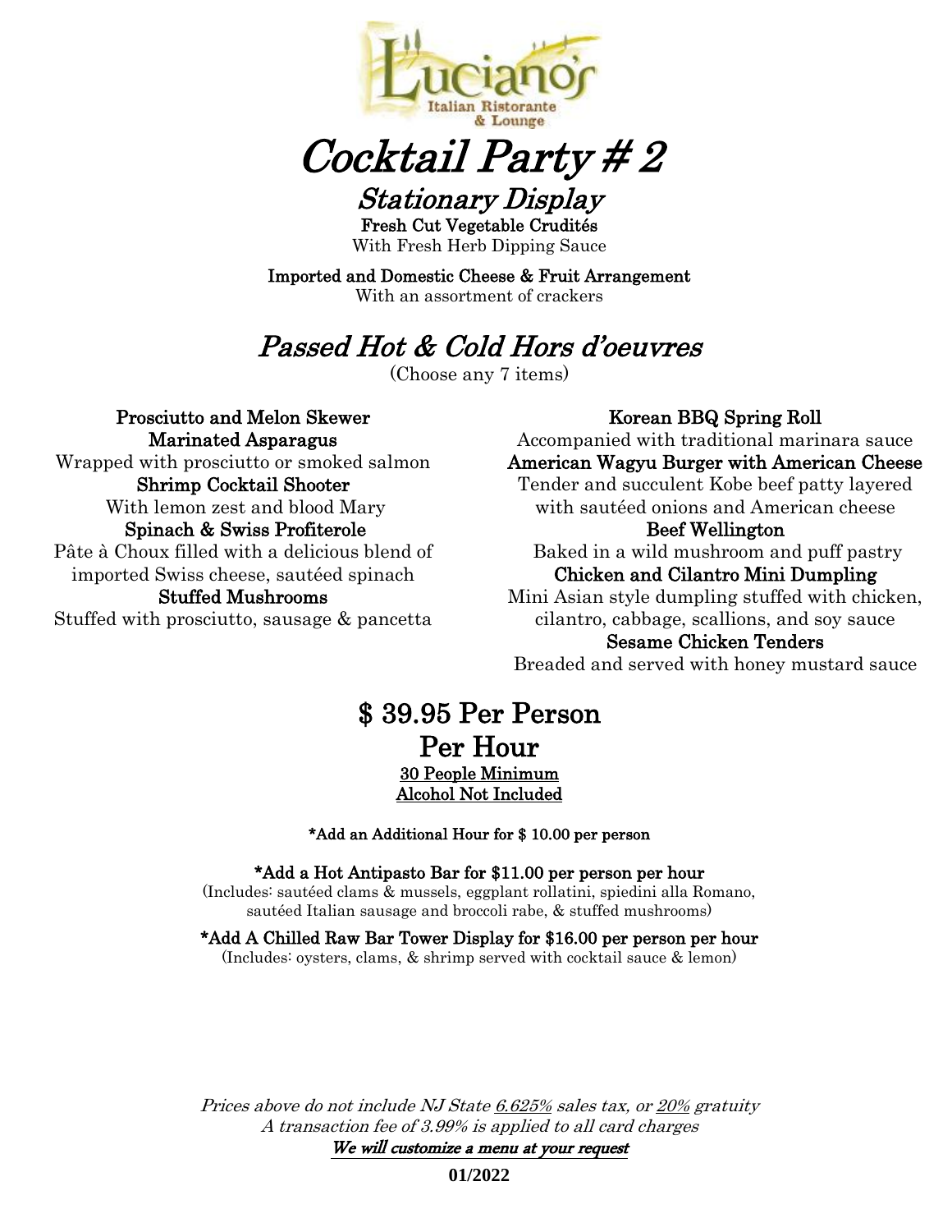# Cocktail Party # 2

## Stationary Display

**Fresh Cut Vegetable Crudités**
With Fresh Herb Dipping Sauce

**Imported and Domestic Cheese & Fruit Arrangement**
With an assortment of crackers

## Passed Hot & Cold Hors d'oeuvres

(Choose any 7 items)

**Prosciutto and Melon Skewer**

**Marinated Asparagus**
Wrapped with prosciutto or smoked salmon

**Shrimp Cocktail Shooter**
With lemon zest and blood Mary

**Spinach & Swiss Profiterole**
Pâte à Choux filled with a delicious blend of imported Swiss cheese, sautéed spinach

**Stuffed Mushrooms**
Stuffed with prosciutto, sausage & pancetta

**Korean BBQ Spring Roll**
Accompanied with traditional marinara sauce

**American Wagyu Burger with American Cheese**
Tender and succulent Kobe beef patty layered with sautéed onions and American cheese

**Beef Wellington**
Baked in a wild mushroom and puff pastry

**Chicken and Cilantro Mini Dumpling**
Mini Asian style dumpling stuffed with chicken, cilantro, cabbage, scallions, and soy sauce

**Sesame Chicken Tenders**
Breaded and served with honey mustard sauce

## $ 39.95 Per Person
## Per Hour

**30 People Minimum**
**Alcohol Not Included**

**\*Add an Additional Hour for $ 10.00 per person**

**\*Add a Hot Antipasto Bar for $11.00 per person per hour**
(Includes: sautéed clams & mussels, eggplant rollatini, spiedini alla Romano, sautéed Italian sausage and broccoli rabe, & stuffed mushrooms)

**\*Add A Chilled Raw Bar Tower Display for $16.00 per person per hour**
(Includes: oysters, clams, & shrimp served with cocktail sauce & lemon)

*Prices above do not include NJ State 6.625% sales tax, or 20% gratuity*
*A transaction fee of 3.99% is applied to all card charges*
***We will customize a menu at your request***

**01/2022**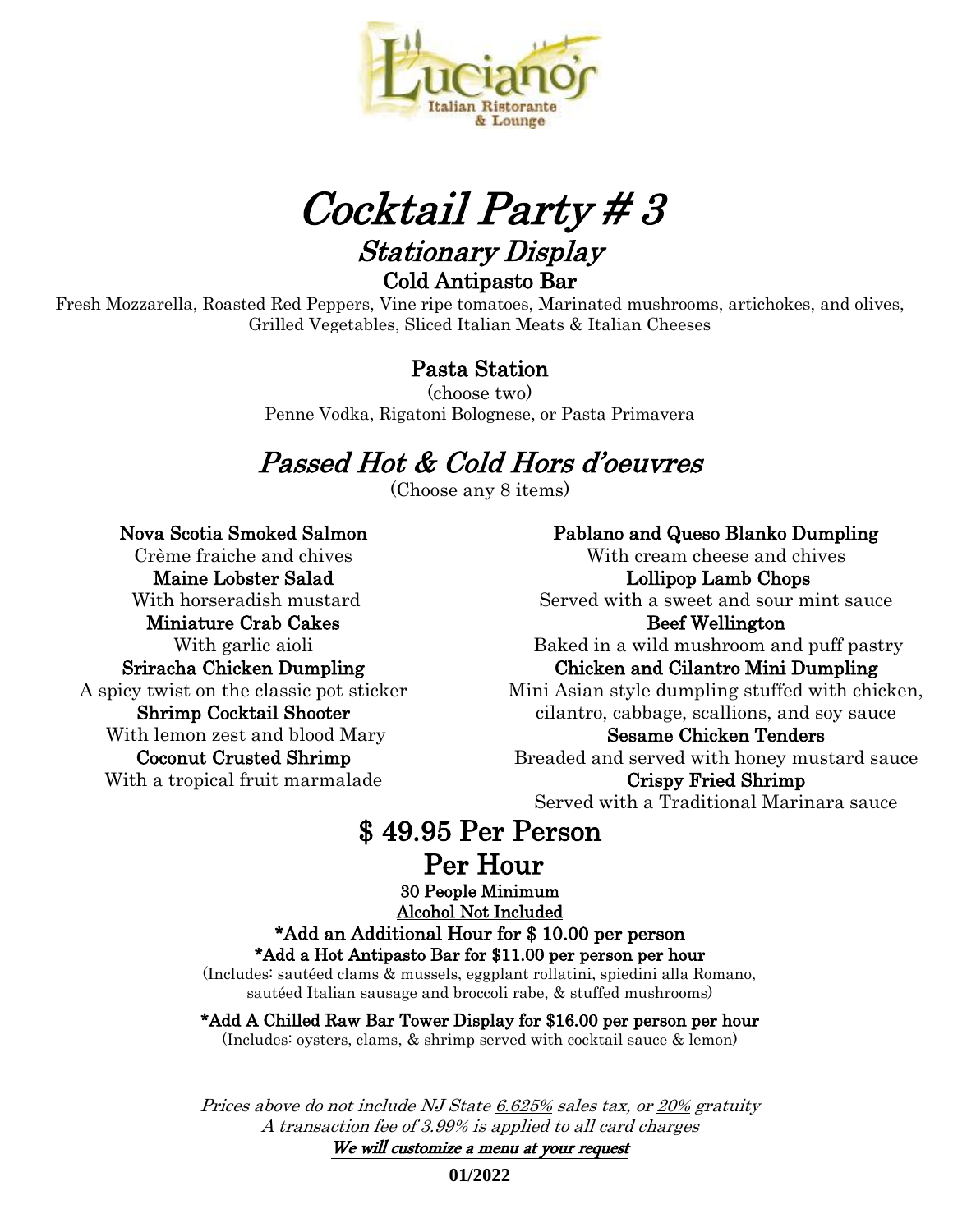# *Cocktail Party # 3*

## *Stationary Display*

### Cold Antipasto Bar

Fresh Mozzarella, Roasted Red Peppers, Vine ripe tomatoes, Marinated mushrooms, artichokes, and olives, Grilled Vegetables, Sliced Italian Meats & Italian Cheeses

### Pasta Station

(choose two)

Penne Vodka, Rigatoni Bolognese, or Pasta Primavera

## *Passed Hot & Cold Hors d'oeuvres*

(Choose any 8 items)

**Nova Scotia Smoked Salmon**
Crème fraiche and chives

**Maine Lobster Salad**
With horseradish mustard

**Miniature Crab Cakes**
With garlic aioli

**Sriracha Chicken Dumpling**
A spicy twist on the classic pot sticker

**Shrimp Cocktail Shooter**
With lemon zest and blood Mary

**Coconut Crusted Shrimp**
With a tropical fruit marmalade

**Pablano and Queso Blanko Dumpling**
With cream cheese and chives

**Lollipop Lamb Chops**
Served with a sweet and sour mint sauce

**Beef Wellington**
Baked in a wild mushroom and puff pastry

**Chicken and Cilantro Mini Dumpling**
Mini Asian style dumpling stuffed with chicken, cilantro, cabbage, scallions, and soy sauce

**Sesame Chicken Tenders**
Breaded and served with honey mustard sauce

**Crispy Fried Shrimp**
Served with a Traditional Marinara sauce

## $ 49.95 Per Person Per Hour

30 People Minimum

Alcohol Not Included

**\*Add an Additional Hour for $ 10.00 per person**

**\*Add a Hot Antipasto Bar for $11.00 per person per hour**

(Includes: sautéed clams & mussels, eggplant rollatini, spiedini alla Romano, sautéed Italian sausage and broccoli rabe, & stuffed mushrooms)

**\*Add A Chilled Raw Bar Tower Display for $16.00 per person per hour**

(Includes: oysters, clams, & shrimp served with cocktail sauce & lemon)

*Prices above do not include NJ State 6.625% sales tax, or 20% gratuity*

*A transaction fee of 3.99% is applied to all card charges*

***We will customize a menu at your request***

**01/2022**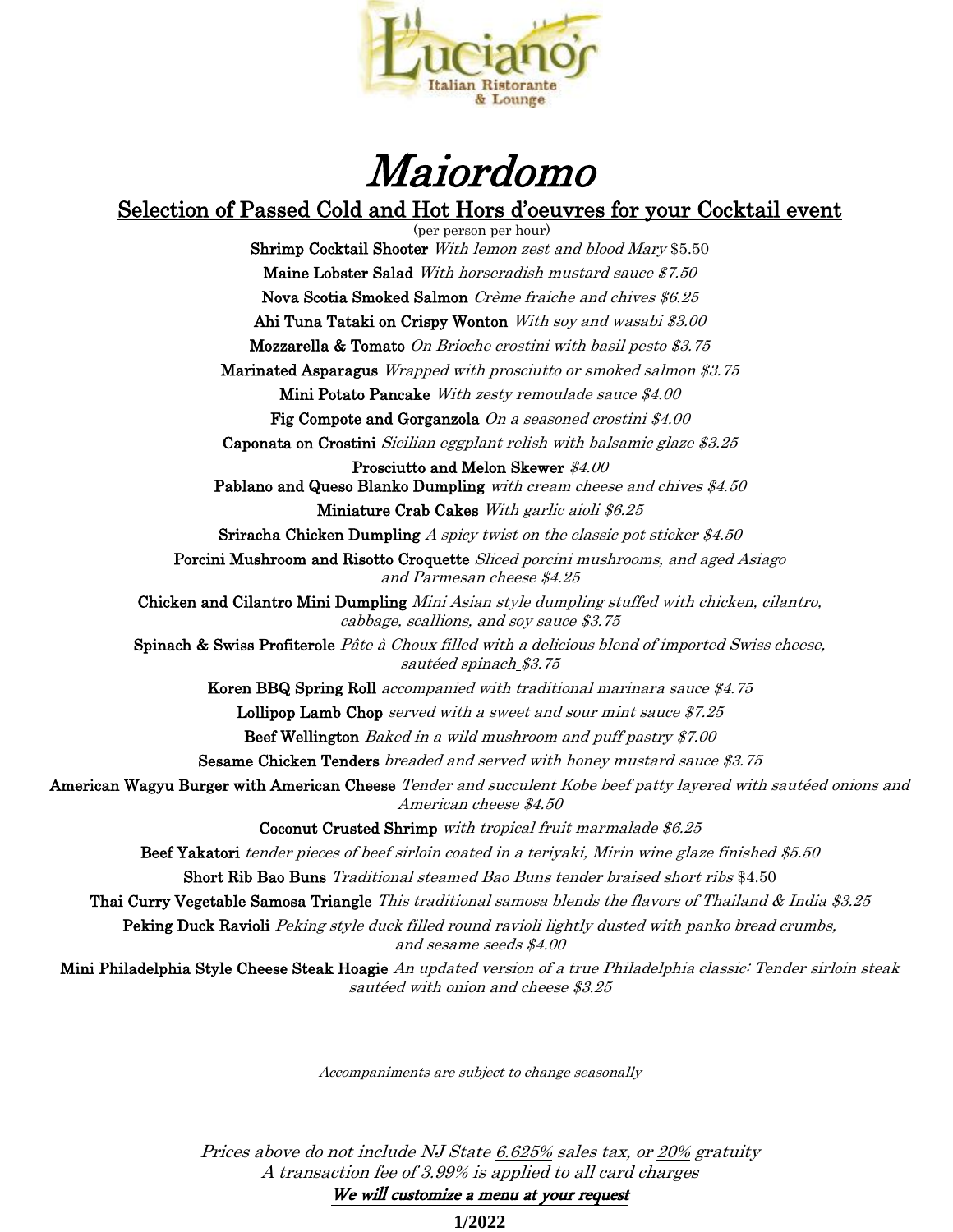Luciano's Italian Ristorante & Lounge

# *Maiordomo*

## Selection of Passed Cold and Hot Hors d'oeuvres for your Cocktail event

(per person per hour)

**Shrimp Cocktail Shooter** *With lemon zest and blood Mary* $5.50

**Maine Lobster Salad** *With horseradish mustard sauce $7.50*

**Nova Scotia Smoked Salmon** *Crème fraiche and chives $6.25*

**Ahi Tuna Tataki on Crispy Wonton** *With soy and wasabi $3.00*

**Mozzarella & Tomato** *On Brioche crostini with basil pesto $3.75*

**Marinated Asparagus** *Wrapped with prosciutto or smoked salmon $3.75*

**Mini Potato Pancake** *With zesty remoulade sauce $4.00*

**Fig Compote and Gorganzola** *On a seasoned crostini $4.00*

**Caponata on Crostini** *Sicilian eggplant relish with balsamic glaze $3.25*

**Prosciutto and Melon Skewer** *$4.00*

**Pablano and Queso Blanko Dumpling** *with cream cheese and chives $4.50*

**Miniature Crab Cakes** *With garlic aioli $6.25*

**Sriracha Chicken Dumpling** *A spicy twist on the classic pot sticker $4.50*

**Porcini Mushroom and Risotto Croquette** *Sliced porcini mushrooms, and aged Asiago and Parmesan cheese $4.25*

**Chicken and Cilantro Mini Dumpling** *Mini Asian style dumpling stuffed with chicken, cilantro, cabbage, scallions, and soy sauce $3.75*

**Spinach & Swiss Profiterole** *Pâte à Choux filled with a delicious blend of imported Swiss cheese, sautéed spinach $3.75*

**Koren BBQ Spring Roll** *accompanied with traditional marinara sauce $4.75*

**Lollipop Lamb Chop** *served with a sweet and sour mint sauce $7.25*

**Beef Wellington** *Baked in a wild mushroom and puff pastry $7.00*

**Sesame Chicken Tenders** *breaded and served with honey mustard sauce $3.75*

**American Wagyu Burger with American Cheese** *Tender and succulent Kobe beef patty layered with sautéed onions and American cheese $4.50*

**Coconut Crusted Shrimp** *with tropical fruit marmalade $6.25*

**Beef Yakatori** *tender pieces of beef sirloin coated in a teriyaki, Mirin wine glaze finished $5.50*

**Short Rib Bao Buns** *Traditional steamed Bao Buns tender braised short ribs* $4.50

**Thai Curry Vegetable Samosa Triangle** *This traditional samosa blends the flavors of Thailand & India $3.25*

**Peking Duck Ravioli** *Peking style duck filled round ravioli lightly dusted with panko bread crumbs, and sesame seeds $4.00*

**Mini Philadelphia Style Cheese Steak Hoagie** *An updated version of a true Philadelphia classic: Tender sirloin steak sautéed with onion and cheese $3.25*

*Accompaniments are subject to change seasonally*

*Prices above do not include NJ State 6.625% sales tax, or 20% gratuity*
*A transaction fee of 3.99% is applied to all card charges*
***We will customize a menu at your request***

**1/2022**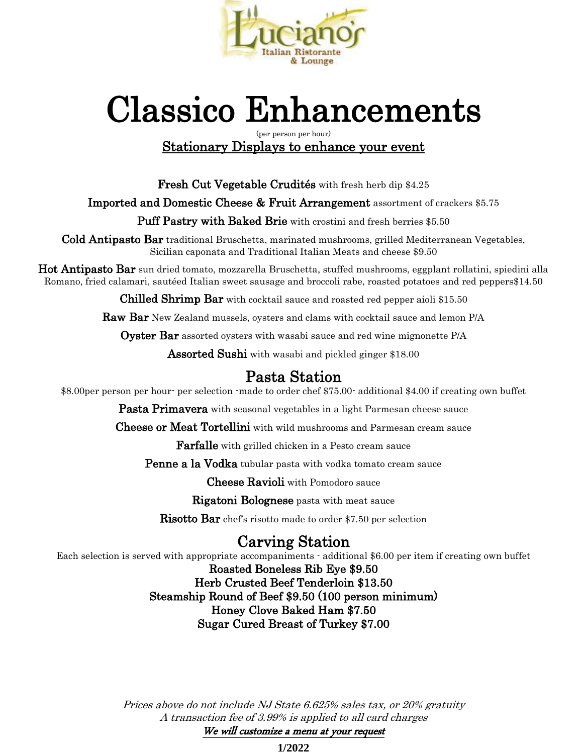# Classico Enhancements

(per person per hour)

## Stationary Displays to enhance your event

**Fresh Cut Vegetable Crudités** with fresh herb dip $4.25

**Imported and Domestic Cheese & Fruit Arrangement** assortment of crackers $5.75

**Puff Pastry with Baked Brie** with crostini and fresh berries $5.50

**Cold Antipasto Bar** traditional Bruschetta, marinated mushrooms, grilled Mediterranean Vegetables, Sicilian caponata and Traditional Italian Meats and cheese $9.50

**Hot Antipasto Bar** sun dried tomato, mozzarella Bruschetta, stuffed mushrooms, eggplant rollatini, spiedini alla Romano, fried calamari, sautéed Italian sweet sausage and broccoli rabe, roasted potatoes and red peppers$14.50

**Chilled Shrimp Bar** with cocktail sauce and roasted red pepper aioli $15.50

**Raw Bar** New Zealand mussels, oysters and clams with cocktail sauce and lemon P/A

**Oyster Bar** assorted oysters with wasabi sauce and red wine mignonette P/A

**Assorted Sushi** with wasabi and pickled ginger $18.00

## Pasta Station

$8.00per person per hour- per selection -made to order chef $75.00- additional $4.00 if creating own buffet

**Pasta Primavera** with seasonal vegetables in a light Parmesan cheese sauce

**Cheese or Meat Tortellini** with wild mushrooms and Parmesan cream sauce

**Farfalle** with grilled chicken in a Pesto cream sauce

**Penne a la Vodka** tubular pasta with vodka tomato cream sauce

**Cheese Ravioli** with Pomodoro sauce

**Rigatoni Bolognese** pasta with meat sauce

**Risotto Bar** chef's risotto made to order $7.50 per selection

## Carving Station

Each selection is served with appropriate accompaniments - additional $6.00 per item if creating own buffet

**Roasted Boneless Rib Eye $9.50**

**Herb Crusted Beef Tenderloin $13.50**

**Steamship Round of Beef $9.50 (100 person minimum)**

**Honey Clove Baked Ham $7.50**

**Sugar Cured Breast of Turkey $7.00**

*Prices above do not include NJ State 6.625% sales tax, or 20% gratuity*
*A transaction fee of 3.99% is applied to all card charges*

***We will customize a menu at your request***

**1/2022**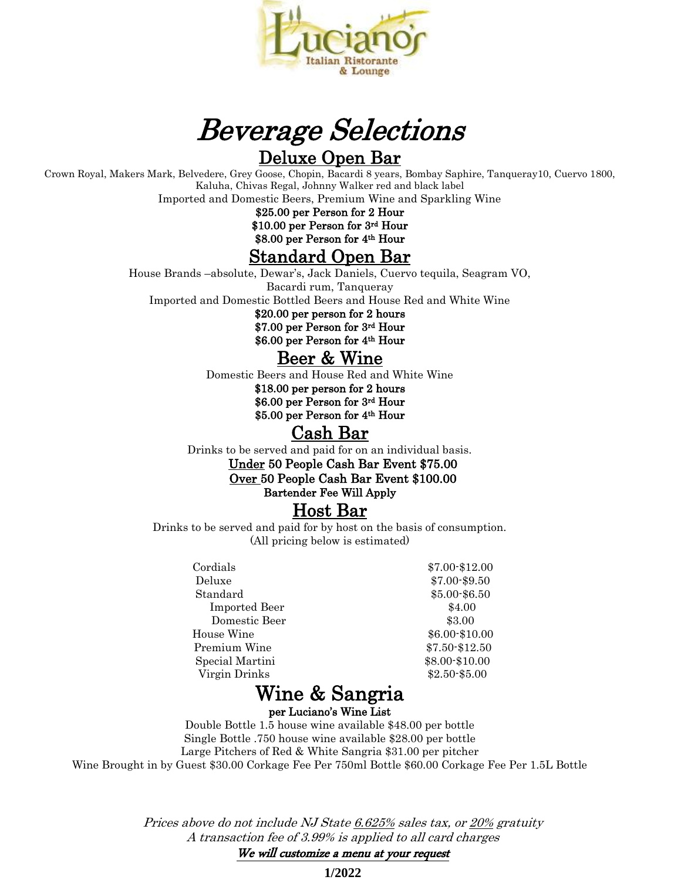# Beverage Selections

## Deluxe Open Bar

Crown Royal, Makers Mark, Belvedere, Grey Goose, Chopin, Bacardi 8 years, Bombay Saphire, Tanqueray10, Cuervo 1800, Kaluha, Chivas Regal, Johnny Walker red and black label

Imported and Domestic Beers, Premium Wine and Sparkling Wine

**$25.00 per Person for 2 Hour**
**$10.00 per Person for 3rd Hour**
**$8.00 per Person for 4th Hour**

## Standard Open Bar

House Brands –absolute, Dewar's, Jack Daniels, Cuervo tequila, Seagram VO, Bacardi rum, Tanqueray

Imported and Domestic Bottled Beers and House Red and White Wine

**$20.00 per person for 2 hours**
**$7.00 per Person for 3rd Hour**
**$6.00 per Person for 4th Hour**

## Beer & Wine

Domestic Beers and House Red and White Wine

**$18.00 per person for 2 hours**
**$6.00 per Person for 3rd Hour**
**$5.00 per Person for 4th Hour**

## Cash Bar

Drinks to be served and paid for on an individual basis.

**Under 50 People Cash Bar Event $75.00**
**Over 50 People Cash Bar Event $100.00**
**Bartender Fee Will Apply**

## Host Bar

Drinks to be served and paid for by host on the basis of consumption.
(All pricing below is estimated)

| | |
|---|---|
| Cordials | $7.00-$12.00 |
| Deluxe | $7.00-$9.50 |
| Standard | $5.00-$6.50 |
| Imported Beer | $4.00 |
| Domestic Beer | $3.00 |
| House Wine | $6.00-$10.00 |
| Premium Wine | $7.50-$12.50 |
| Special Martini | $8.00-$10.00 |
| Virgin Drinks | $2.50-$5.00 |

## Wine & Sangria

**per Luciano's Wine List**

Double Bottle 1.5 house wine available $48.00 per bottle
Single Bottle .750 house wine available $28.00 per bottle
Large Pitchers of Red & White Sangria $31.00 per pitcher
Wine Brought in by Guest $30.00 Corkage Fee Per 750ml Bottle $60.00 Corkage Fee Per 1.5L Bottle

*Prices above do not include NJ State 6.625% sales tax, or 20% gratuity*
*A transaction fee of 3.99% is applied to all card charges*
***We will customize a menu at your request***

**1/2022**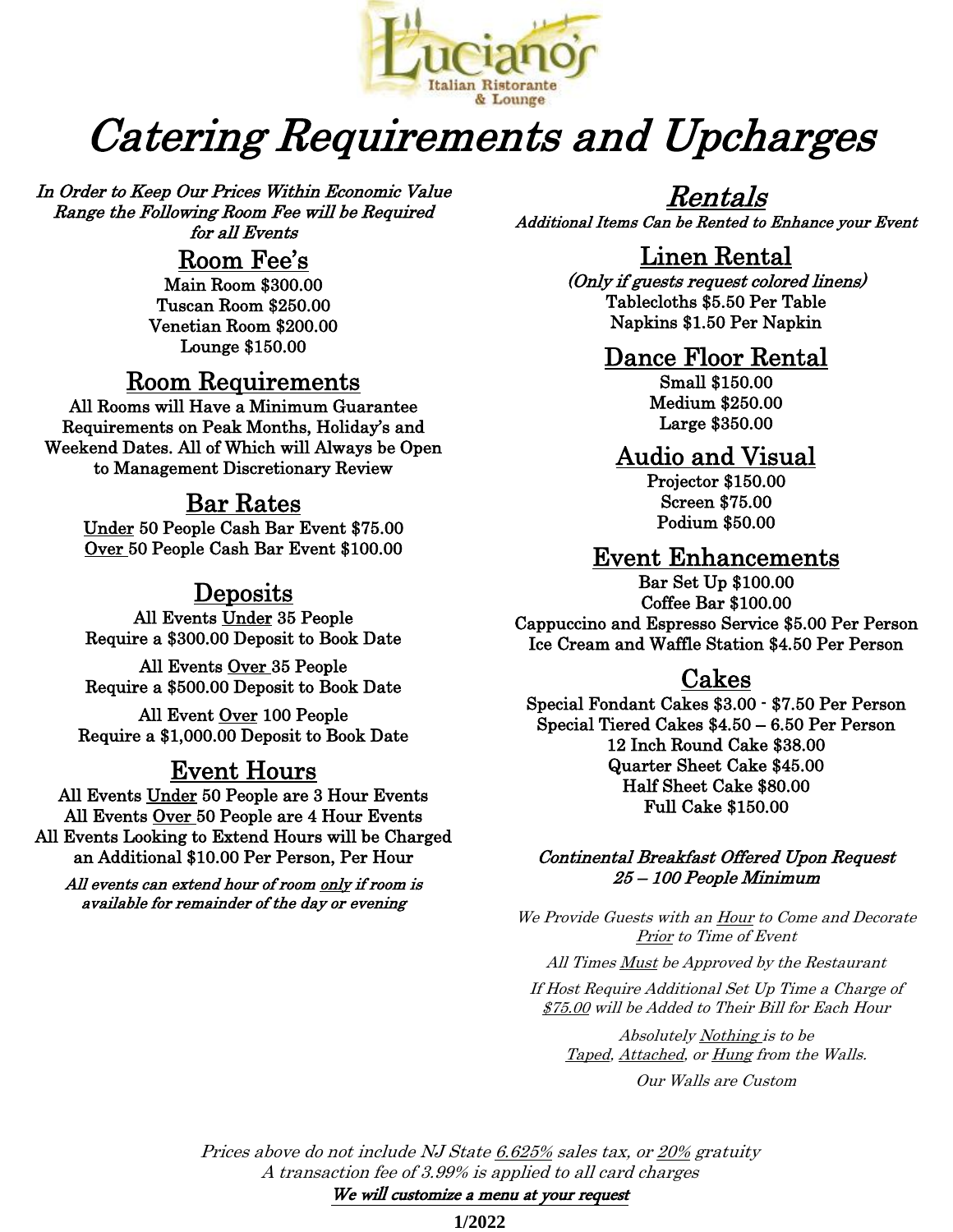# Catering Requirements and Upcharges

*In Order to Keep Our Prices Within Economic Value Range the Following Room Fee will be Required for all Events*

## Room Fee's

Main Room $300.00
Tuscan Room $250.00
Venetian Room $200.00
Lounge $150.00

## Room Requirements

All Rooms will Have a Minimum Guarantee Requirements on Peak Months, Holiday's and Weekend Dates. All of Which will Always be Open to Management Discretionary Review

## Bar Rates

Under 50 People Cash Bar Event $75.00
Over 50 People Cash Bar Event $100.00

## Deposits

All Events Under 35 People Require a $300.00 Deposit to Book Date

All Events Over 35 People Require a $500.00 Deposit to Book Date

All Event Over 100 People Require a $1,000.00 Deposit to Book Date

## Event Hours

All Events Under 50 People are 3 Hour Events
All Events Over 50 People are 4 Hour Events
All Events Looking to Extend Hours will be Charged an Additional $10.00 Per Person, Per Hour

*All events can extend hour of room only if room is available for remainder of the day or evening*

## Rentals

*Additional Items Can be Rented to Enhance your Event*

## Linen Rental

*(Only if guests request colored linens)*
Tablecloths $5.50 Per Table
Napkins $1.50 Per Napkin

## Dance Floor Rental

Small $150.00
Medium $250.00
Large $350.00

## Audio and Visual

Projector $150.00
Screen $75.00
Podium $50.00

## Event Enhancements

Bar Set Up $100.00
Coffee Bar $100.00
Cappuccino and Espresso Service $5.00 Per Person
Ice Cream and Waffle Station $4.50 Per Person

## Cakes

Special Fondant Cakes $3.00 - $7.50 Per Person
Special Tiered Cakes $4.50 – 6.50 Per Person
12 Inch Round Cake $38.00
Quarter Sheet Cake $45.00
Half Sheet Cake $80.00
Full Cake $150.00

*Continental Breakfast Offered Upon Request*
*25 – 100 People Minimum*

*We Provide Guests with an Hour to Come and Decorate Prior to Time of Event*

*All Times Must be Approved by the Restaurant*

*If Host Require Additional Set Up Time a Charge of $75.00 will be Added to Their Bill for Each Hour*

*Absolutely Nothing is to be Taped, Attached, or Hung from the Walls.*

*Our Walls are Custom*

*Prices above do not include NJ State 6.625% sales tax, or 20% gratuity*
*A transaction fee of 3.99% is applied to all card charges*
***We will customize a menu at your request***

**1/2022**